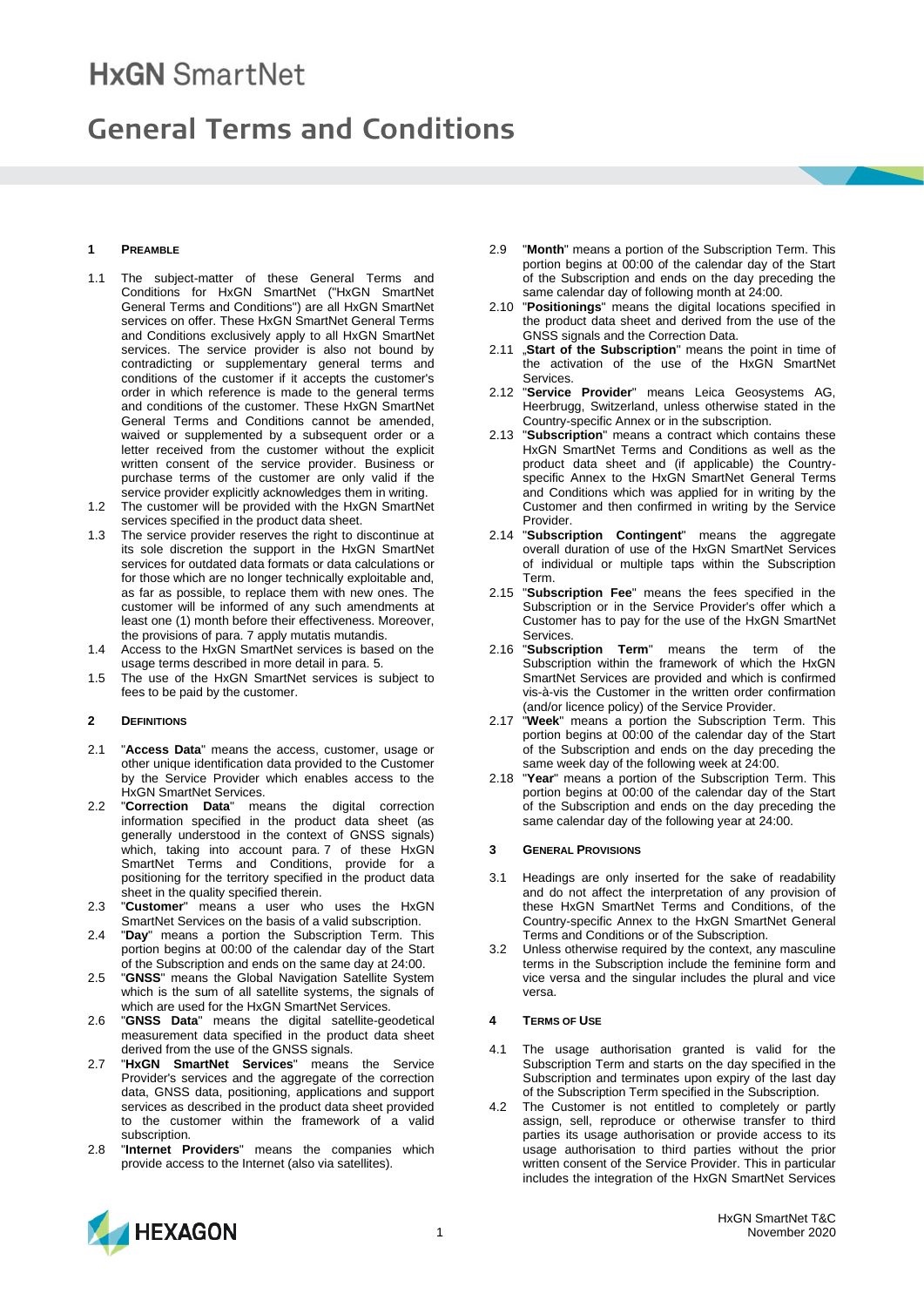# HxGN SmartNet

# General Terms and Conditions

## 1 PREAMBLE

1.1 The subject-matter of these General Terms and Conditions for HxGN SmartNet ("HxGN SmartNet General Terms and Conditions") are all HxGN SmartNet services on offer. These HxGN SmartNet General Terms and Conditions exclusively apply to all HxGN SmartNet services. The service provider is also not bound by contradicting or supplementary general terms and conditions of the customer if it accepts the customer's order in which reference is made to the general terms and conditions of the customer. These HxGN SmartNet General Terms and Conditions cannot be amended, waived or supplemented by a subsequent order or a letter received from the customer without the explicit written consent of the service provider. Business or purchase terms of the customer are only valid if the service provider explicitly acknowledges them in writing.

1.2 The customer will be provided with the HxGN SmartNet services specified in the product data sheet.

1.3 The service provider reserves the right to discontinue at its sole discretion the support in the HxGN SmartNet services for outdated data formats or data calculations or for those which are no longer technically exploitable and, as far as possible, to replace them with new ones. The customer will be informed of any such amendments at least one (1) month before their effectiveness. Moreover, the provisions of para. 7 apply mutatis mutandis.

1.4 Access to the HxGN SmartNet services is based on the usage terms described in more detail in para. 5.

1.5 The use of the HxGN SmartNet services is subject to fees to be paid by the customer.

## 2 DEFINITIONS

2.1 "**Access Data**" means the access, customer, usage or other unique identification data provided to the Customer by the Service Provider which enables access to the HxGN SmartNet Services.

2.2 "**Correction Data**" means the digital correction information specified in the product data sheet (as generally understood in the context of GNSS signals) which, taking into account para. 7 of these HxGN SmartNet Terms and Conditions, provide for a positioning for the territory specified in the product data sheet in the quality specified therein.

2.3 "**Customer**" means a user who uses the HxGN SmartNet Services on the basis of a valid subscription.

2.4 "**Day**" means a portion the Subscription Term. This portion begins at 00:00 of the calendar day of the Start of the Subscription and ends on the same day at 24:00.

2.5 "**GNSS**" means the Global Navigation Satellite System which is the sum of all satellite systems, the signals of which are used for the HxGN SmartNet Services.

2.6 "**GNSS Data**" means the digital satellite-geodetical measurement data specified in the product data sheet derived from the use of the GNSS signals.

2.7 "**HxGN SmartNet Services**" means the Service Provider's services and the aggregate of the correction data, GNSS data, positioning, applications and support services as described in the product data sheet provided to the customer within the framework of a valid subscription.

2.8 "**Internet Providers**" means the companies which provide access to the Internet (also via satellites).

2.9 "**Month**" means a portion of the Subscription Term. This portion begins at 00:00 of the calendar day of the Start of the Subscription and ends on the day preceding the same calendar day of following month at 24:00.

2.10 "**Positionings**" means the digital locations specified in the product data sheet and derived from the use of the GNSS signals and the Correction Data.

2.11 „**Start of the Subscription**" means the point in time of the activation of the use of the HxGN SmartNet Services.

2.12 "**Service Provider**" means Leica Geosystems AG, Heerbrugg, Switzerland, unless otherwise stated in the Country-specific Annex or in the subscription.

2.13 "**Subscription**" means a contract which contains these HxGN SmartNet Terms and Conditions as well as the product data sheet and (if applicable) the Country-specific Annex to the HxGN SmartNet General Terms and Conditions which was applied for in writing by the Customer and then confirmed in writing by the Service Provider.

2.14 "**Subscription Contingent**" means the aggregate overall duration of use of the HxGN SmartNet Services of individual or multiple taps within the Subscription Term.

2.15 "**Subscription Fee**" means the fees specified in the Subscription or in the Service Provider's offer which a Customer has to pay for the use of the HxGN SmartNet Services.

2.16 "**Subscription Term**" means the term of the Subscription within the framework of which the HxGN SmartNet Services are provided and which is confirmed vis-à-vis the Customer in the written order confirmation (and/or licence policy) of the Service Provider.

2.17 "**Week**" means a portion the Subscription Term. This portion begins at 00:00 of the calendar day of the Start of the Subscription and ends on the day preceding the same week day of the following week at 24:00.

2.18 "**Year**" means a portion of the Subscription Term. This portion begins at 00:00 of the calendar day of the Start of the Subscription and ends on the day preceding the same calendar day of the following year at 24:00.

## 3 GENERAL PROVISIONS

3.1 Headings are only inserted for the sake of readability and do not affect the interpretation of any provision of these HxGN SmartNet Terms and Conditions, of the Country-specific Annex to the HxGN SmartNet General Terms and Conditions or of the Subscription.

3.2 Unless otherwise required by the context, any masculine terms in the Subscription include the feminine form and vice versa and the singular includes the plural and vice versa.

## 4 TERMS OF USE

4.1 The usage authorisation granted is valid for the Subscription Term and starts on the day specified in the Subscription and terminates upon expiry of the last day of the Subscription Term specified in the Subscription.

4.2 The Customer is not entitled to completely or partly assign, sell, reproduce or otherwise transfer to third parties its usage authorisation or provide access to its usage authorisation to third parties without the prior written consent of the Service Provider. This in particular includes the integration of the HxGN SmartNet Services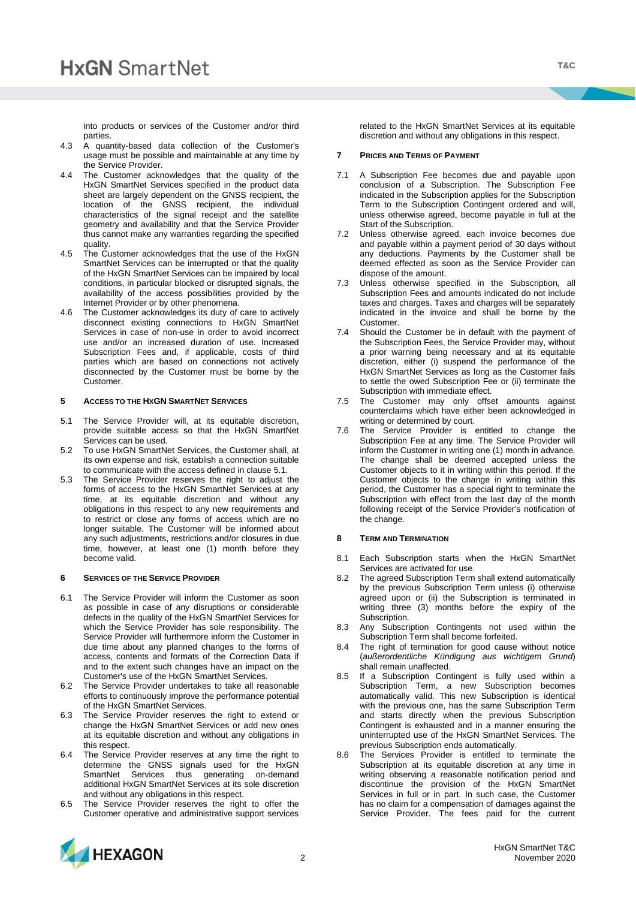into products or services of the Customer and/or third parties.

4.3 A quantity-based data collection of the Customer's usage must be possible and maintainable at any time by the Service Provider.

4.4 The Customer acknowledges that the quality of the HxGN SmartNet Services specified in the product data sheet are largely dependent on the GNSS recipient, the location of the GNSS recipient, the individual characteristics of the signal receipt and the satellite geometry and availability and that the Service Provider thus cannot make any warranties regarding the specified quality.

4.5 The Customer acknowledges that the use of the HxGN SmartNet Services can be interrupted or that the quality of the HxGN SmartNet Services can be impaired by local conditions, in particular blocked or disrupted signals, the availability of the access possibilities provided by the Internet Provider or by other phenomena.

4.6 The Customer acknowledges its duty of care to actively disconnect existing connections to HxGN SmartNet Services in case of non-use in order to avoid incorrect use and/or an increased duration of use. Increased Subscription Fees and, if applicable, costs of third parties which are based on connections not actively disconnected by the Customer must be borne by the Customer.

## 5 Access to the HxGN SmartNet Services

5.1 The Service Provider will, at its equitable discretion, provide suitable access so that the HxGN SmartNet Services can be used.

5.2 To use HxGN SmartNet Services, the Customer shall, at its own expense and risk, establish a connection suitable to communicate with the access defined in clause 5.1.

5.3 The Service Provider reserves the right to adjust the forms of access to the HxGN SmartNet Services at any time, at its equitable discretion and without any obligations in this respect to any new requirements and to restrict or close any forms of access which are no longer suitable. The Customer will be informed about any such adjustments, restrictions and/or closures in due time, however, at least one (1) month before they become valid.

## 6 Services of the Service Provider

6.1 The Service Provider will inform the Customer as soon as possible in case of any disruptions or considerable defects in the quality of the HxGN SmartNet Services for which the Service Provider has sole responsibility. The Service Provider will furthermore inform the Customer in due time about any planned changes to the forms of access, contents and formats of the Correction Data if and to the extent such changes have an impact on the Customer's use of the HxGN SmartNet Services.

6.2 The Service Provider undertakes to take all reasonable efforts to continuously improve the performance potential of the HxGN SmartNet Services.

6.3 The Service Provider reserves the right to extend or change the HxGN SmartNet Services or add new ones at its equitable discretion and without any obligations in this respect.

6.4 The Service Provider reserves at any time the right to determine the GNSS signals used for the HxGN SmartNet Services thus generating on-demand additional HxGN SmartNet Services at its sole discretion and without any obligations in this respect.

6.5 The Service Provider reserves the right to offer the Customer operative and administrative support services related to the HxGN SmartNet Services at its equitable discretion and without any obligations in this respect.

## 7 Prices and Terms of Payment

7.1 A Subscription Fee becomes due and payable upon conclusion of a Subscription. The Subscription Fee indicated in the Subscription applies for the Subscription Term to the Subscription Contingent ordered and will, unless otherwise agreed, become payable in full at the Start of the Subscription.

7.2 Unless otherwise agreed, each invoice becomes due and payable within a payment period of 30 days without any deductions. Payments by the Customer shall be deemed effected as soon as the Service Provider can dispose of the amount.

7.3 Unless otherwise specified in the Subscription, all Subscription Fees and amounts indicated do not include taxes and charges. Taxes and charges will be separately indicated in the invoice and shall be borne by the Customer.

7.4 Should the Customer be in default with the payment of the Subscription Fees, the Service Provider may, without a prior warning being necessary and at its equitable discretion, either (i) suspend the performance of the HxGN SmartNet Services as long as the Customer fails to settle the owed Subscription Fee or (ii) terminate the Subscription with immediate effect.

7.5 The Customer may only offset amounts against counterclaims which have either been acknowledged in writing or determined by court.

7.6 The Service Provider is entitled to change the Subscription Fee at any time. The Service Provider will inform the Customer in writing one (1) month in advance. The change shall be deemed accepted unless the Customer objects to it in writing within this period. If the Customer objects to the change in writing within this period, the Customer has a special right to terminate the Subscription with effect from the last day of the month following receipt of the Service Provider's notification of the change.

## 8 Term and Termination

8.1 Each Subscription starts when the HxGN SmartNet Services are activated for use.

8.2 The agreed Subscription Term shall extend automatically by the previous Subscription Term unless (i) otherwise agreed upon or (ii) the Subscription is terminated in writing three (3) months before the expiry of the Subscription.

8.3 Any Subscription Contingents not used within the Subscription Term shall become forfeited.

8.4 The right of termination for good cause without notice (*außerordentliche Kündigung aus wichtigem Grund*) shall remain unaffected.

8.5 If a Subscription Contingent is fully used within a Subscription Term, a new Subscription becomes automatically valid. This new Subscription is identical with the previous one, has the same Subscription Term and starts directly when the previous Subscription Contingent is exhausted and in a manner ensuring the uninterrupted use of the HxGN SmartNet Services. The previous Subscription ends automatically.

8.6 The Services Provider is entitled to terminate the Subscription at its equitable discretion at any time in writing observing a reasonable notification period and discontinue the provision of the HxGN SmartNet Services in full or in part. In such case, the Customer has no claim for a compensation of damages against the Service Provider. The fees paid for the current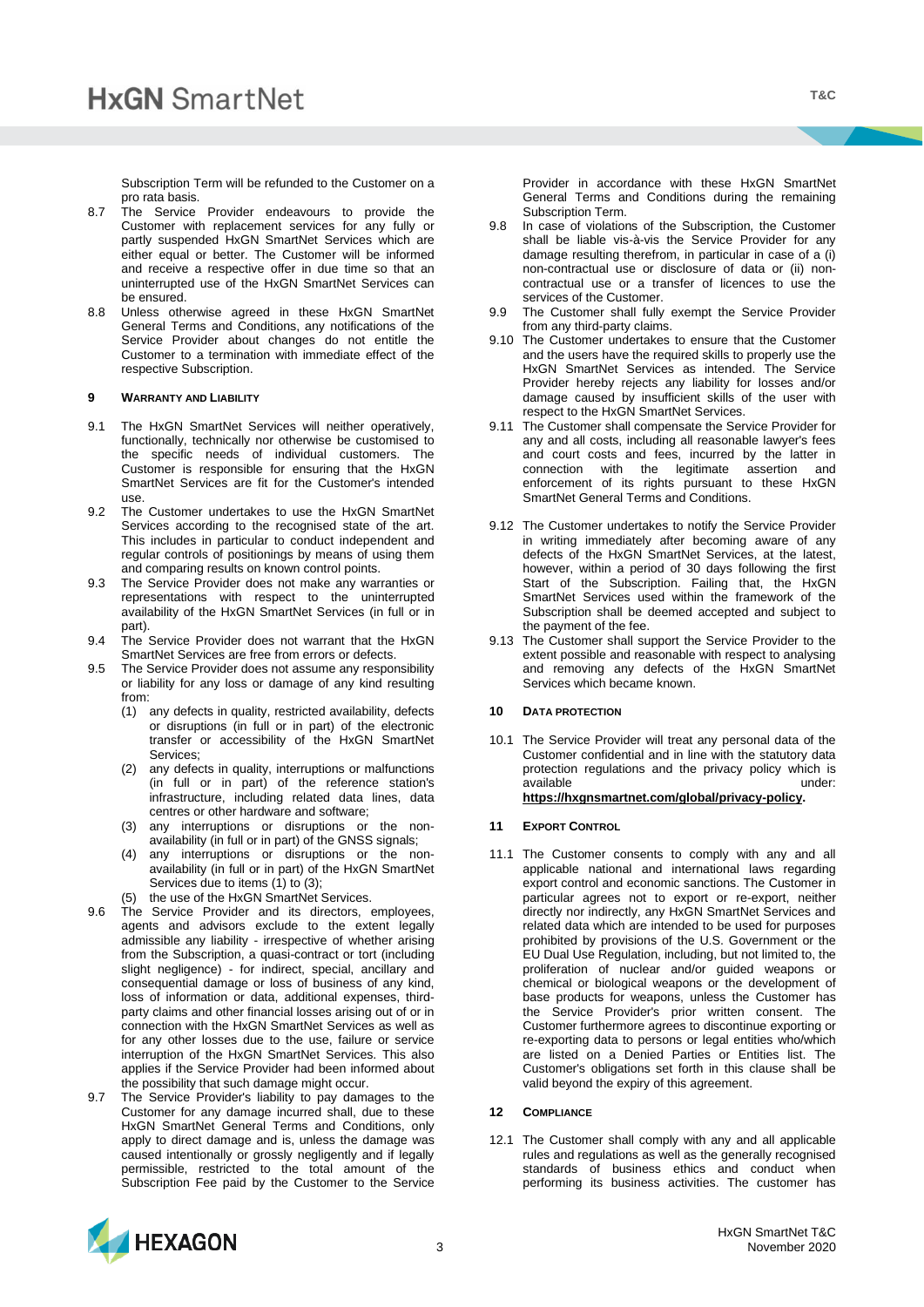Subscription Term will be refunded to the Customer on a pro rata basis.

8.7 The Service Provider endeavours to provide the Customer with replacement services for any fully or partly suspended HxGN SmartNet Services which are either equal or better. The Customer will be informed and receive a respective offer in due time so that an uninterrupted use of the HxGN SmartNet Services can be ensured.

8.8 Unless otherwise agreed in these HxGN SmartNet General Terms and Conditions, any notifications of the Service Provider about changes do not entitle the Customer to a termination with immediate effect of the respective Subscription.

## 9 WARRANTY AND LIABILITY

9.1 The HxGN SmartNet Services will neither operatively, functionally, technically nor otherwise be customised to the specific needs of individual customers. The Customer is responsible for ensuring that the HxGN SmartNet Services are fit for the Customer's intended use.

9.2 The Customer undertakes to use the HxGN SmartNet Services according to the recognised state of the art. This includes in particular to conduct independent and regular controls of positionings by means of using them and comparing results on known control points.

9.3 The Service Provider does not make any warranties or representations with respect to the uninterrupted availability of the HxGN SmartNet Services (in full or in part).

9.4 The Service Provider does not warrant that the HxGN SmartNet Services are free from errors or defects.

9.5 The Service Provider does not assume any responsibility or liability for any loss or damage of any kind resulting from:
   (1) any defects in quality, restricted availability, defects or disruptions (in full or in part) of the electronic transfer or accessibility of the HxGN SmartNet Services;
   (2) any defects in quality, interruptions or malfunctions (in full or in part) of the reference station's infrastructure, including related data lines, data centres or other hardware and software;
   (3) any interruptions or disruptions or the non-availability (in full or in part) of the GNSS signals;
   (4) any interruptions or disruptions or the non-availability (in full or in part) of the HxGN SmartNet Services due to items (1) to (3);
   (5) the use of the HxGN SmartNet Services.

9.6 The Service Provider and its directors, employees, agents and advisors exclude to the extent legally admissible any liability - irrespective of whether arising from the Subscription, a quasi-contract or tort (including slight negligence) - for indirect, special, ancillary and consequential damage or loss of business of any kind, loss of information or data, additional expenses, third-party claims and other financial losses arising out of or in connection with the HxGN SmartNet Services as well as for any other losses due to the use, failure or service interruption of the HxGN SmartNet Services. This also applies if the Service Provider had been informed about the possibility that such damage might occur.

9.7 The Service Provider's liability to pay damages to the Customer for any damage incurred shall, due to these HxGN SmartNet General Terms and Conditions, only apply to direct damage and is, unless the damage was caused intentionally or grossly negligently and if legally permissible, restricted to the total amount of the Subscription Fee paid by the Customer to the Service Provider in accordance with these HxGN SmartNet General Terms and Conditions during the remaining Subscription Term.

9.8 In case of violations of the Subscription, the Customer shall be liable vis-à-vis the Service Provider for any damage resulting therefrom, in particular in case of a (i) non-contractual use or disclosure of data or (ii) non-contractual use or a transfer of licences to use the services of the Customer.

9.9 The Customer shall fully exempt the Service Provider from any third-party claims.

9.10 The Customer undertakes to ensure that the Customer and the users have the required skills to properly use the HxGN SmartNet Services as intended. The Service Provider hereby rejects any liability for losses and/or damage caused by insufficient skills of the user with respect to the HxGN SmartNet Services.

9.11 The Customer shall compensate the Service Provider for any and all costs, including all reasonable lawyer's fees and court costs and fees, incurred by the latter in connection with the legitimate assertion and enforcement of its rights pursuant to these HxGN SmartNet General Terms and Conditions.

9.12 The Customer undertakes to notify the Service Provider in writing immediately after becoming aware of any defects of the HxGN SmartNet Services, at the latest, however, within a period of 30 days following the first Start of the Subscription. Failing that, the HxGN SmartNet Services used within the framework of the Subscription shall be deemed accepted and subject to the payment of the fee.

9.13 The Customer shall support the Service Provider to the extent possible and reasonable with respect to analysing and removing any defects of the HxGN SmartNet Services which became known.

## 10 DATA PROTECTION

10.1 The Service Provider will treat any personal data of the Customer confidential and in line with the statutory data protection regulations and the privacy policy which is available under: **https://hxgnsmartnet.com/global/privacy-policy**.

## 11 EXPORT CONTROL

11.1 The Customer consents to comply with any and all applicable national and international laws regarding export control and economic sanctions. The Customer in particular agrees not to export or re-export, neither directly nor indirectly, any HxGN SmartNet Services and related data which are intended to be used for purposes prohibited by provisions of the U.S. Government or the EU Dual Use Regulation, including, but not limited to, the proliferation of nuclear and/or guided weapons or chemical or biological weapons or the development of base products for weapons, unless the Customer has the Service Provider's prior written consent. The Customer furthermore agrees to discontinue exporting or re-exporting data to persons or legal entities who/which are listed on a Denied Parties or Entities list. The Customer's obligations set forth in this clause shall be valid beyond the expiry of this agreement.

## 12 COMPLIANCE

12.1 The Customer shall comply with any and all applicable rules and regulations as well as the generally recognised standards of business ethics and conduct when performing its business activities. The customer has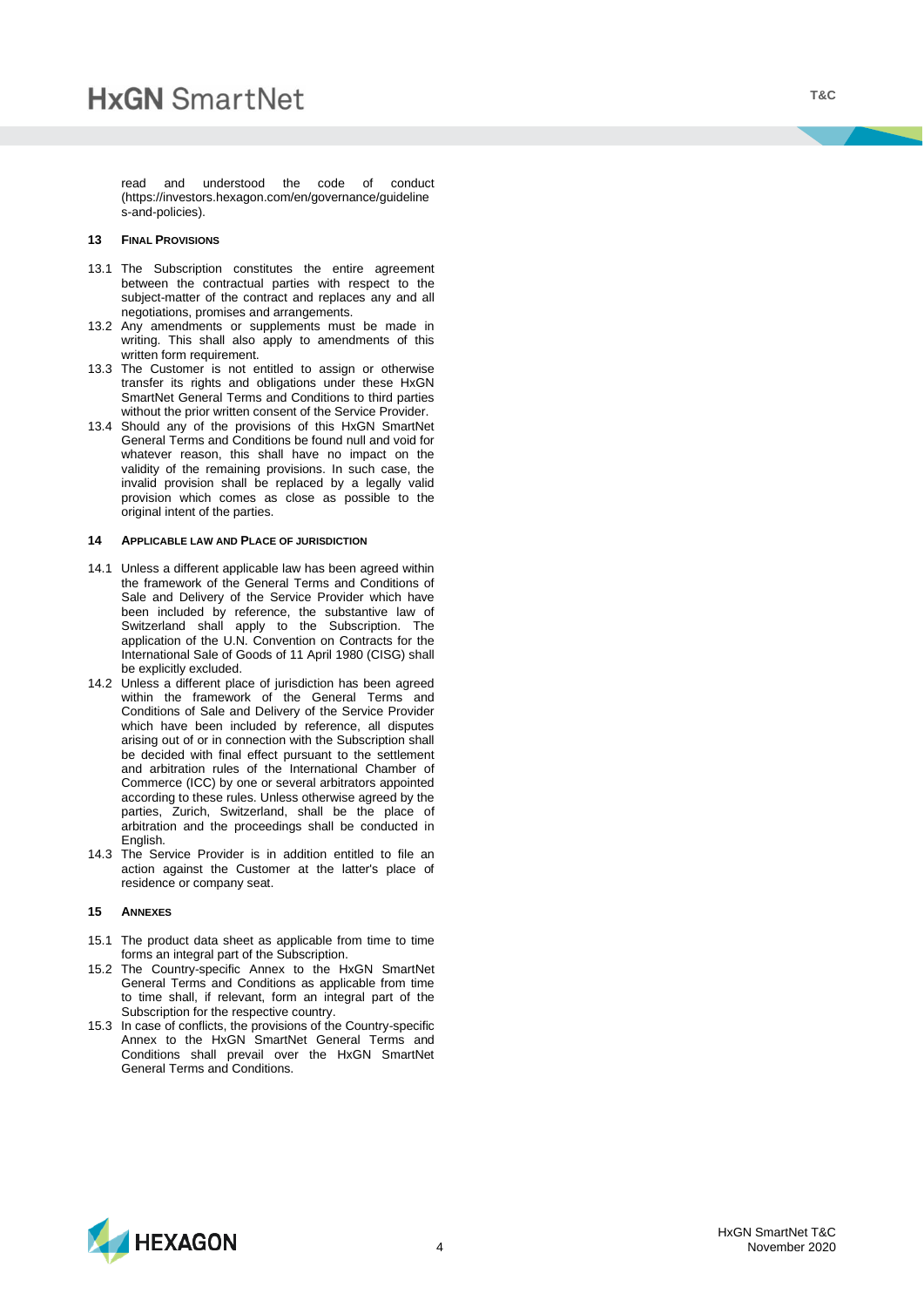read and understood the code of conduct (https://investors.hexagon.com/en/governance/guidelines-and-policies).

## 13 Final Provisions

13.1 The Subscription constitutes the entire agreement between the contractual parties with respect to the subject-matter of the contract and replaces any and all negotiations, promises and arrangements.

13.2 Any amendments or supplements must be made in writing. This shall also apply to amendments of this written form requirement.

13.3 The Customer is not entitled to assign or otherwise transfer its rights and obligations under these HxGN SmartNet General Terms and Conditions to third parties without the prior written consent of the Service Provider.

13.4 Should any of the provisions of this HxGN SmartNet General Terms and Conditions be found null and void for whatever reason, this shall have no impact on the validity of the remaining provisions. In such case, the invalid provision shall be replaced by a legally valid provision which comes as close as possible to the original intent of the parties.

## 14 Applicable Law and Place of Jurisdiction

14.1 Unless a different applicable law has been agreed within the framework of the General Terms and Conditions of Sale and Delivery of the Service Provider which have been included by reference, the substantive law of Switzerland shall apply to the Subscription. The application of the U.N. Convention on Contracts for the International Sale of Goods of 11 April 1980 (CISG) shall be explicitly excluded.

14.2 Unless a different place of jurisdiction has been agreed within the framework of the General Terms and Conditions of Sale and Delivery of the Service Provider which have been included by reference, all disputes arising out of or in connection with the Subscription shall be decided with final effect pursuant to the settlement and arbitration rules of the International Chamber of Commerce (ICC) by one or several arbitrators appointed according to these rules. Unless otherwise agreed by the parties, Zurich, Switzerland, shall be the place of arbitration and the proceedings shall be conducted in English.

14.3 The Service Provider is in addition entitled to file an action against the Customer at the latter's place of residence or company seat.

## 15 Annexes

15.1 The product data sheet as applicable from time to time forms an integral part of the Subscription.

15.2 The Country-specific Annex to the HxGN SmartNet General Terms and Conditions as applicable from time to time shall, if relevant, form an integral part of the Subscription for the respective country.

15.3 In case of conflicts, the provisions of the Country-specific Annex to the HxGN SmartNet General Terms and Conditions shall prevail over the HxGN SmartNet General Terms and Conditions.